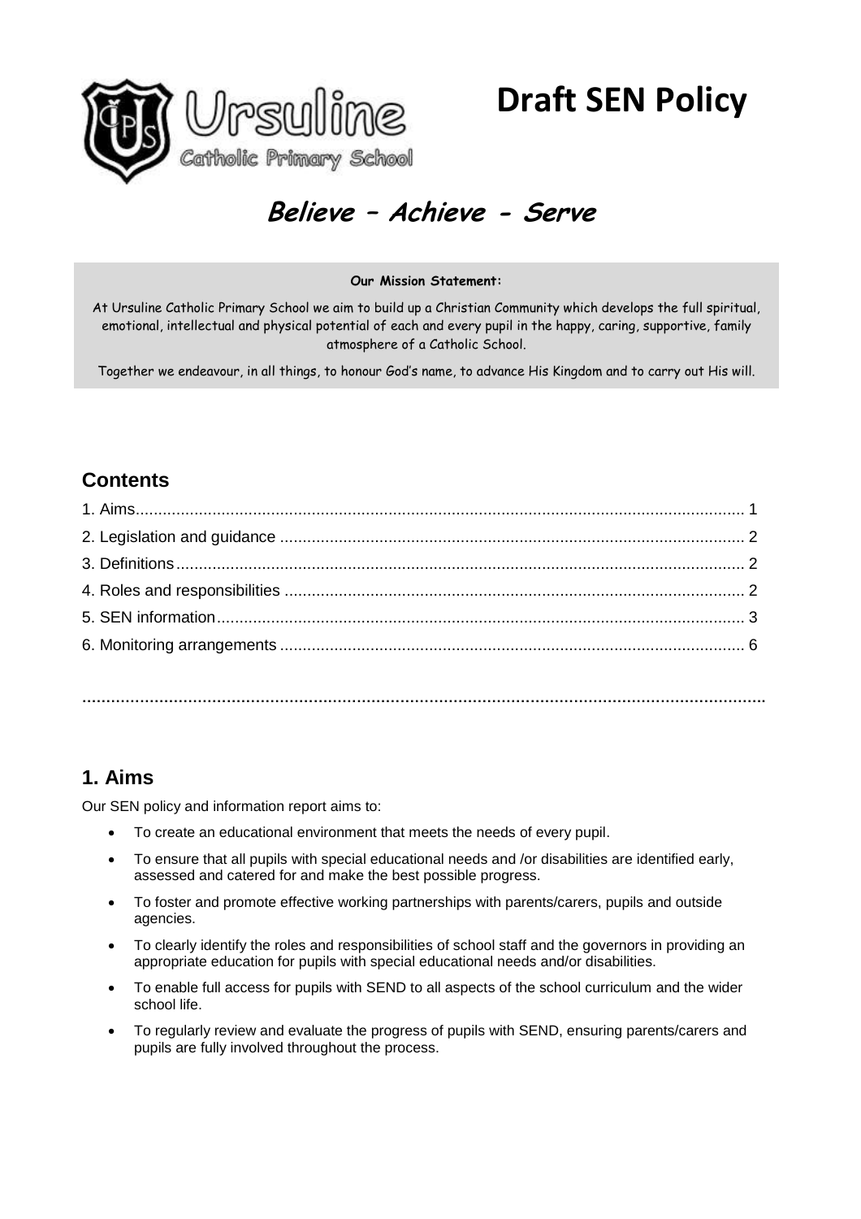Ursuline Catholic Primary School

# Draft SEN Policy

## *Believe – Achieve - Serve*

**Our Mission Statement:**

At Ursuline Catholic Primary School we aim to build up a Christian Community which develops the full spiritual, emotional, intellectual and physical potential of each and every pupil in the happy, caring, supportive, family atmosphere of a Catholic School.

Together we endeavour, in all things, to honour God's name, to advance His Kingdom and to carry out His will.

## Contents

1. Aims ..................................................... 1
2. Legislation and guidance ..................................................... 2
3. Definitions ..................................................... 2
4. Roles and responsibilities ..................................................... 2
5. SEN information ..................................................... 3
6. Monitoring arrangements ..................................................... 6

## 1. Aims

Our SEN policy and information report aims to:

- To create an educational environment that meets the needs of every pupil.
- To ensure that all pupils with special educational needs and /or disabilities are identified early, assessed and catered for and make the best possible progress.
- To foster and promote effective working partnerships with parents/carers, pupils and outside agencies.
- To clearly identify the roles and responsibilities of school staff and the governors in providing an appropriate education for pupils with special educational needs and/or disabilities.
- To enable full access for pupils with SEND to all aspects of the school curriculum and the wider school life.
- To regularly review and evaluate the progress of pupils with SEND, ensuring parents/carers and pupils are fully involved throughout the process.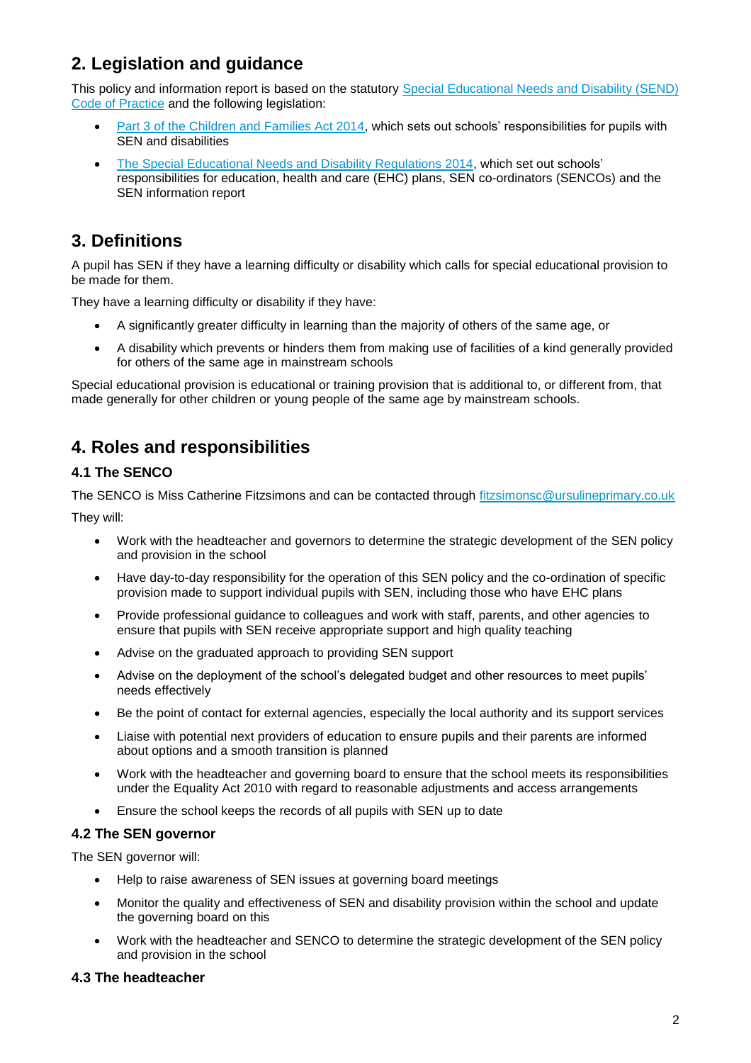## 2. Legislation and guidance

This policy and information report is based on the statutory [Special Educational Needs and Disability (SEND) Code of Practice]() and the following legislation:

- [Part 3 of the Children and Families Act 2014](), which sets out schools' responsibilities for pupils with SEN and disabilities
- [The Special Educational Needs and Disability Regulations 2014](), which set out schools' responsibilities for education, health and care (EHC) plans, SEN co-ordinators (SENCOs) and the SEN information report

## 3. Definitions

A pupil has SEN if they have a learning difficulty or disability which calls for special educational provision to be made for them.

They have a learning difficulty or disability if they have:

- A significantly greater difficulty in learning than the majority of others of the same age, or
- A disability which prevents or hinders them from making use of facilities of a kind generally provided for others of the same age in mainstream schools

Special educational provision is educational or training provision that is additional to, or different from, that made generally for other children or young people of the same age by mainstream schools.

## 4. Roles and responsibilities

### 4.1 The SENCO

The SENCO is Miss Catherine Fitzsimons and can be contacted through fitzsimonsc@ursulineprimary.co.uk

They will:

- Work with the headteacher and governors to determine the strategic development of the SEN policy and provision in the school
- Have day-to-day responsibility for the operation of this SEN policy and the co-ordination of specific provision made to support individual pupils with SEN, including those who have EHC plans
- Provide professional guidance to colleagues and work with staff, parents, and other agencies to ensure that pupils with SEN receive appropriate support and high quality teaching
- Advise on the graduated approach to providing SEN support
- Advise on the deployment of the school's delegated budget and other resources to meet pupils' needs effectively
- Be the point of contact for external agencies, especially the local authority and its support services
- Liaise with potential next providers of education to ensure pupils and their parents are informed about options and a smooth transition is planned
- Work with the headteacher and governing board to ensure that the school meets its responsibilities under the Equality Act 2010 with regard to reasonable adjustments and access arrangements
- Ensure the school keeps the records of all pupils with SEN up to date

### 4.2 The SEN governor

The SEN governor will:

- Help to raise awareness of SEN issues at governing board meetings
- Monitor the quality and effectiveness of SEN and disability provision within the school and update the governing board on this
- Work with the headteacher and SENCO to determine the strategic development of the SEN policy and provision in the school

### 4.3 The headteacher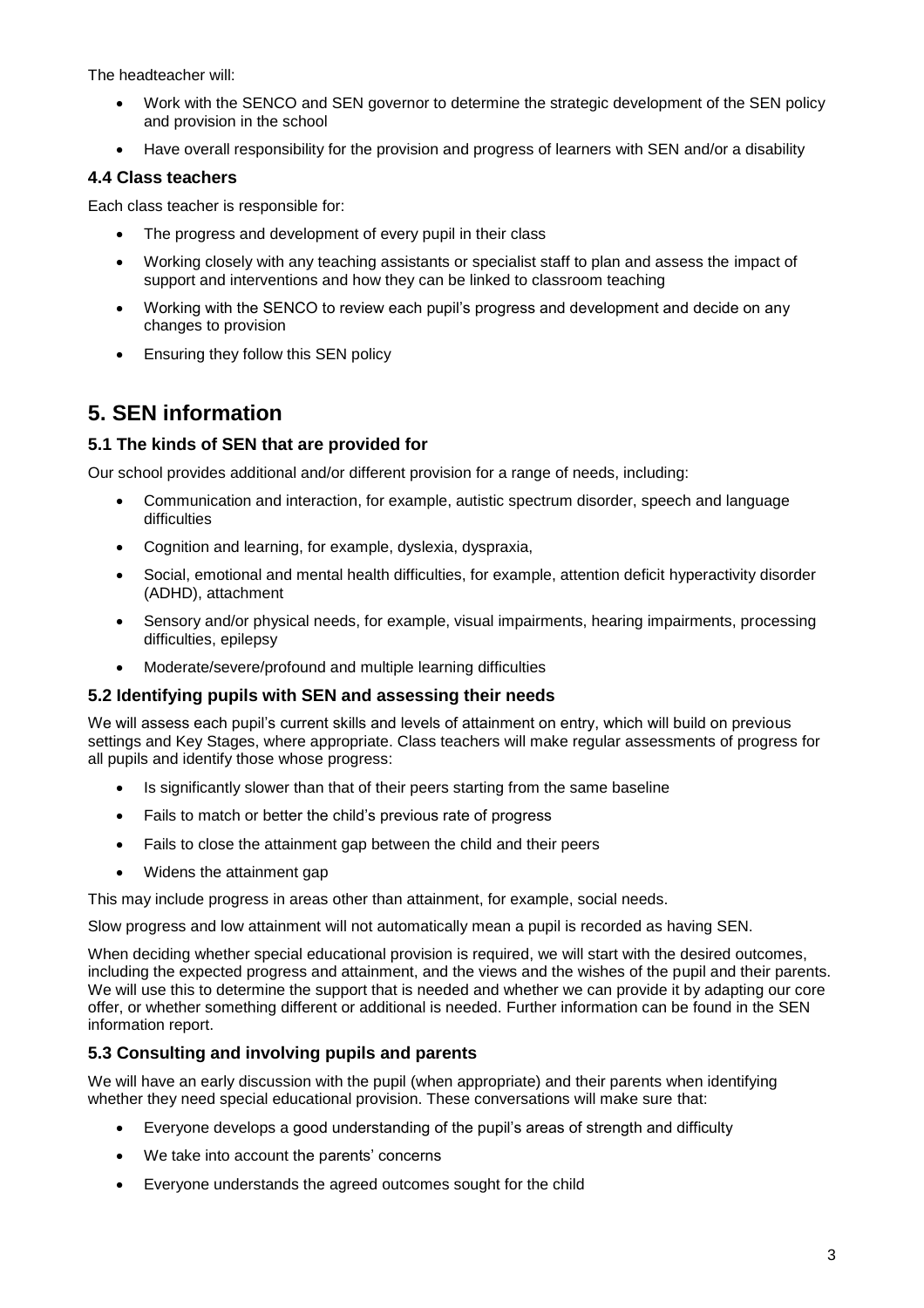The headteacher will:

- Work with the SENCO and SEN governor to determine the strategic development of the SEN policy and provision in the school
- Have overall responsibility for the provision and progress of learners with SEN and/or a disability

### 4.4 Class teachers

Each class teacher is responsible for:

- The progress and development of every pupil in their class
- Working closely with any teaching assistants or specialist staff to plan and assess the impact of support and interventions and how they can be linked to classroom teaching
- Working with the SENCO to review each pupil's progress and development and decide on any changes to provision
- Ensuring they follow this SEN policy

## 5. SEN information

### 5.1 The kinds of SEN that are provided for

Our school provides additional and/or different provision for a range of needs, including:

- Communication and interaction, for example, autistic spectrum disorder, speech and language difficulties
- Cognition and learning, for example, dyslexia, dyspraxia,
- Social, emotional and mental health difficulties, for example, attention deficit hyperactivity disorder (ADHD), attachment
- Sensory and/or physical needs, for example, visual impairments, hearing impairments, processing difficulties, epilepsy
- Moderate/severe/profound and multiple learning difficulties

### 5.2 Identifying pupils with SEN and assessing their needs

We will assess each pupil's current skills and levels of attainment on entry, which will build on previous settings and Key Stages, where appropriate. Class teachers will make regular assessments of progress for all pupils and identify those whose progress:

- Is significantly slower than that of their peers starting from the same baseline
- Fails to match or better the child's previous rate of progress
- Fails to close the attainment gap between the child and their peers
- Widens the attainment gap

This may include progress in areas other than attainment, for example, social needs.

Slow progress and low attainment will not automatically mean a pupil is recorded as having SEN.

When deciding whether special educational provision is required, we will start with the desired outcomes, including the expected progress and attainment, and the views and the wishes of the pupil and their parents. We will use this to determine the support that is needed and whether we can provide it by adapting our core offer, or whether something different or additional is needed. Further information can be found in the SEN information report.

### 5.3 Consulting and involving pupils and parents

We will have an early discussion with the pupil (when appropriate) and their parents when identifying whether they need special educational provision. These conversations will make sure that:

- Everyone develops a good understanding of the pupil's areas of strength and difficulty
- We take into account the parents' concerns
- Everyone understands the agreed outcomes sought for the child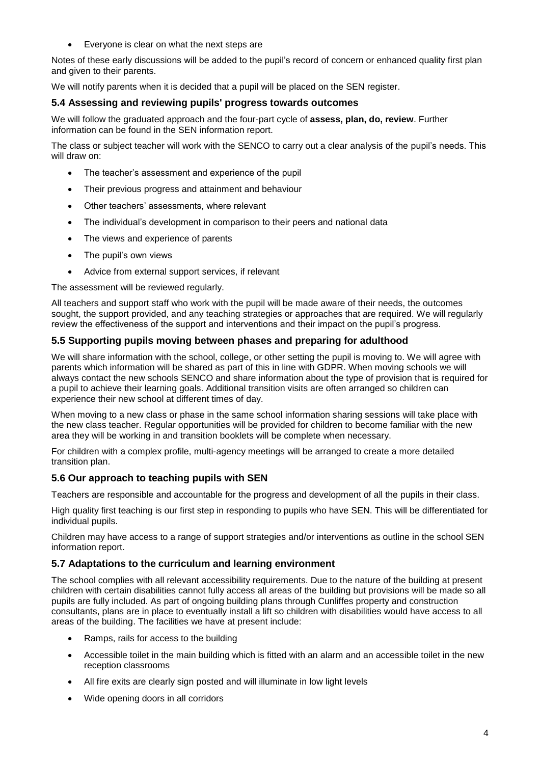- Everyone is clear on what the next steps are

Notes of these early discussions will be added to the pupil's record of concern or enhanced quality first plan and given to their parents.

We will notify parents when it is decided that a pupil will be placed on the SEN register.

### 5.4 Assessing and reviewing pupils' progress towards outcomes

We will follow the graduated approach and the four-part cycle of **assess, plan, do, review**. Further information can be found in the SEN information report.

The class or subject teacher will work with the SENCO to carry out a clear analysis of the pupil's needs. This will draw on:

- The teacher's assessment and experience of the pupil
- Their previous progress and attainment and behaviour
- Other teachers' assessments, where relevant
- The individual's development in comparison to their peers and national data
- The views and experience of parents
- The pupil's own views
- Advice from external support services, if relevant

The assessment will be reviewed regularly.

All teachers and support staff who work with the pupil will be made aware of their needs, the outcomes sought, the support provided, and any teaching strategies or approaches that are required. We will regularly review the effectiveness of the support and interventions and their impact on the pupil's progress.

### 5.5 Supporting pupils moving between phases and preparing for adulthood

We will share information with the school, college, or other setting the pupil is moving to. We will agree with parents which information will be shared as part of this in line with GDPR. When moving schools we will always contact the new schools SENCO and share information about the type of provision that is required for a pupil to achieve their learning goals. Additional transition visits are often arranged so children can experience their new school at different times of day.

When moving to a new class or phase in the same school information sharing sessions will take place with the new class teacher. Regular opportunities will be provided for children to become familiar with the new area they will be working in and transition booklets will be complete when necessary.

For children with a complex profile, multi-agency meetings will be arranged to create a more detailed transition plan.

### 5.6 Our approach to teaching pupils with SEN

Teachers are responsible and accountable for the progress and development of all the pupils in their class.

High quality first teaching is our first step in responding to pupils who have SEN. This will be differentiated for individual pupils.

Children may have access to a range of support strategies and/or interventions as outline in the school SEN information report.

### 5.7 Adaptations to the curriculum and learning environment

The school complies with all relevant accessibility requirements. Due to the nature of the building at present children with certain disabilities cannot fully access all areas of the building but provisions will be made so all pupils are fully included. As part of ongoing building plans through Cunliffes property and construction consultants, plans are in place to eventually install a lift so children with disabilities would have access to all areas of the building. The facilities we have at present include:

- Ramps, rails for access to the building
- Accessible toilet in the main building which is fitted with an alarm and an accessible toilet in the new reception classrooms
- All fire exits are clearly sign posted and will illuminate in low light levels
- Wide opening doors in all corridors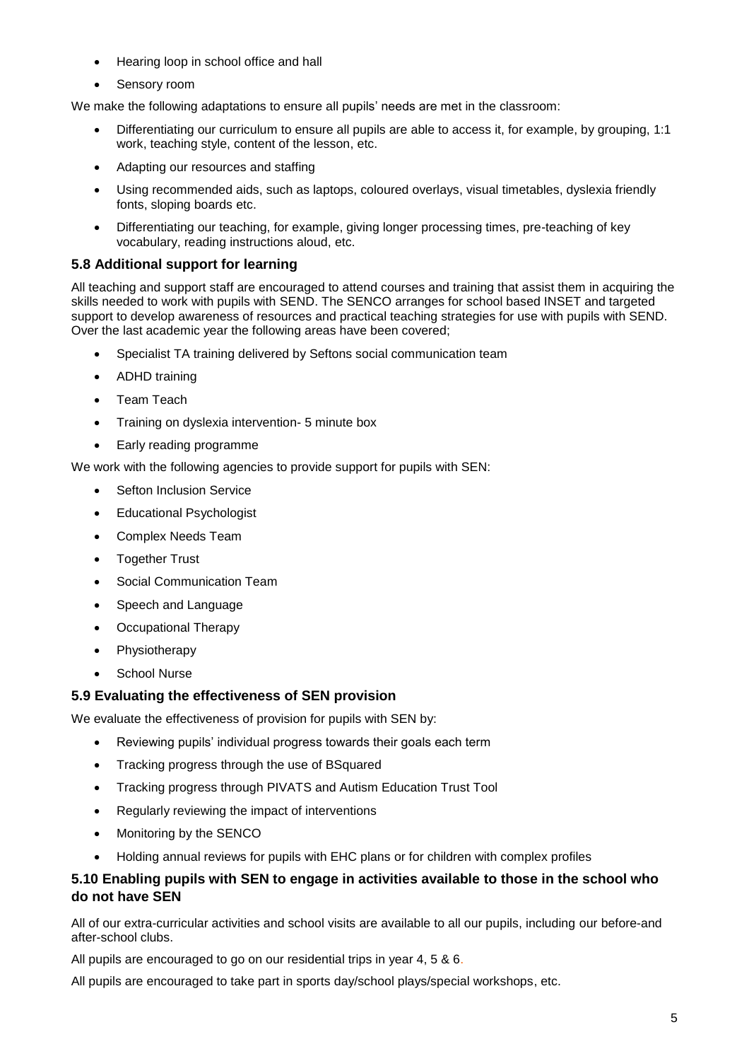- Hearing loop in school office and hall
- Sensory room

We make the following adaptations to ensure all pupils' needs are met in the classroom:

- Differentiating our curriculum to ensure all pupils are able to access it, for example, by grouping, 1:1 work, teaching style, content of the lesson, etc.
- Adapting our resources and staffing
- Using recommended aids, such as laptops, coloured overlays, visual timetables, dyslexia friendly fonts, sloping boards etc.
- Differentiating our teaching, for example, giving longer processing times, pre-teaching of key vocabulary, reading instructions aloud, etc.

### 5.8 Additional support for learning

All teaching and support staff are encouraged to attend courses and training that assist them in acquiring the skills needed to work with pupils with SEND. The SENCO arranges for school based INSET and targeted support to develop awareness of resources and practical teaching strategies for use with pupils with SEND. Over the last academic year the following areas have been covered;

- Specialist TA training delivered by Seftons social communication team
- ADHD training
- Team Teach
- Training on dyslexia intervention- 5 minute box
- Early reading programme

We work with the following agencies to provide support for pupils with SEN:

- Sefton Inclusion Service
- Educational Psychologist
- Complex Needs Team
- Together Trust
- Social Communication Team
- Speech and Language
- Occupational Therapy
- Physiotherapy
- School Nurse

### 5.9 Evaluating the effectiveness of SEN provision

We evaluate the effectiveness of provision for pupils with SEN by:

- Reviewing pupils' individual progress towards their goals each term
- Tracking progress through the use of BSquared
- Tracking progress through PIVATS and Autism Education Trust Tool
- Regularly reviewing the impact of interventions
- Monitoring by the SENCO
- Holding annual reviews for pupils with EHC plans or for children with complex profiles

### 5.10 Enabling pupils with SEN to engage in activities available to those in the school who do not have SEN

All of our extra-curricular activities and school visits are available to all our pupils, including our before-and after-school clubs.

All pupils are encouraged to go on our residential trips in year 4, 5 & 6.

All pupils are encouraged to take part in sports day/school plays/special workshops, etc.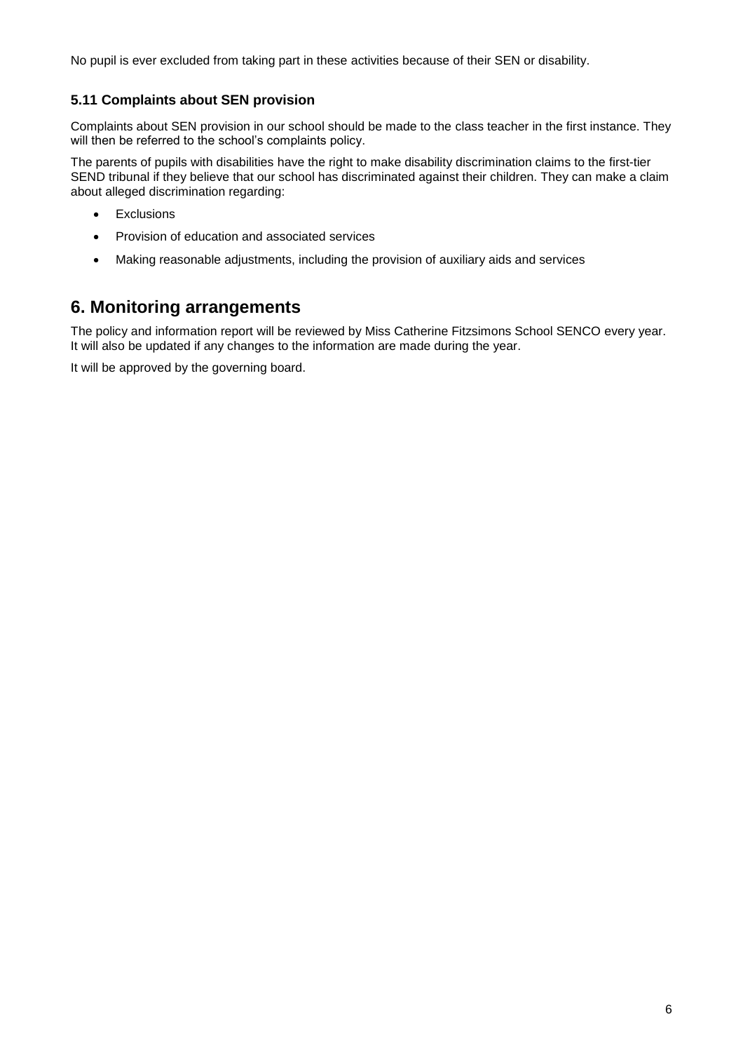No pupil is ever excluded from taking part in these activities because of their SEN or disability.

### 5.11 Complaints about SEN provision

Complaints about SEN provision in our school should be made to the class teacher in the first instance. They will then be referred to the school's complaints policy.

The parents of pupils with disabilities have the right to make disability discrimination claims to the first-tier SEND tribunal if they believe that our school has discriminated against their children. They can make a claim about alleged discrimination regarding:

- Exclusions
- Provision of education and associated services
- Making reasonable adjustments, including the provision of auxiliary aids and services

## 6. Monitoring arrangements

The policy and information report will be reviewed by Miss Catherine Fitzsimons School SENCO every year. It will also be updated if any changes to the information are made during the year.

It will be approved by the governing board.